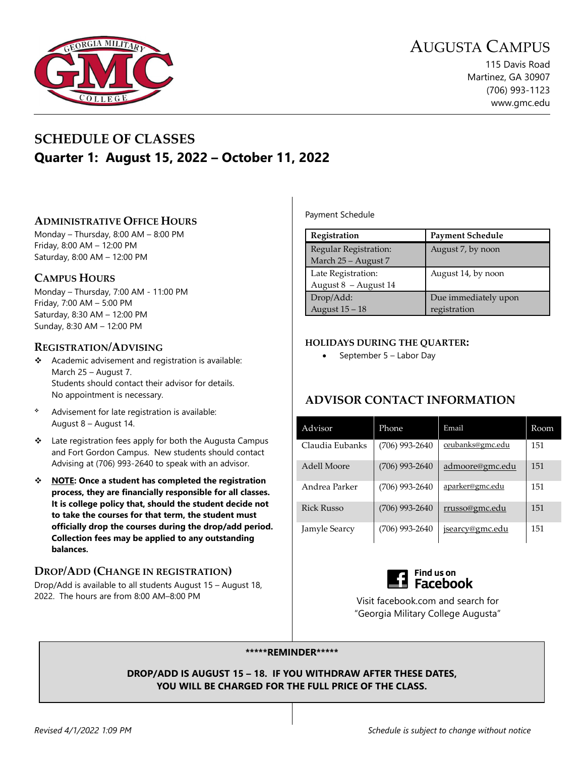# AUGUSTA CAMPUS

115 Davis Road
Martinez, GA 30907
(706) 993-1123
www.gmc.edu

## SCHEDULE OF CLASSES

## Quarter 1: August 15, 2022 – October 11, 2022

### ADMINISTRATIVE OFFICE HOURS

Monday – Thursday, 8:00 AM – 8:00 PM
Friday, 8:00 AM – 12:00 PM
Saturday, 8:00 AM – 12:00 PM

### CAMPUS HOURS

Monday – Thursday, 7:00 AM - 11:00 PM
Friday, 7:00 AM – 5:00 PM
Saturday, 8:30 AM – 12:00 PM
Sunday, 8:30 AM – 12:00 PM

### REGISTRATION/ADVISING

- Academic advisement and registration is available: March 25 – August 7. Students should contact their advisor for details. No appointment is necessary.
- Advisement for late registration is available: August 8 – August 14.
- Late registration fees apply for both the Augusta Campus and Fort Gordon Campus. New students should contact Advising at (706) 993-2640 to speak with an advisor.
- **NOTE: Once a student has completed the registration process, they are financially responsible for all classes. It is college policy that, should the student decide not to take the courses for that term, the student must officially drop the courses during the drop/add period. Collection fees may be applied to any outstanding balances.**

### DROP/ADD (CHANGE IN REGISTRATION)

Drop/Add is available to all students August 15 – August 18, 2022. The hours are from 8:00 AM–8:00 PM

Payment Schedule

| Registration | Payment Schedule |
|---|---|
| Regular Registration: March 25 – August 7 | August 7, by noon |
| Late Registration: August 8 – August 14 | August 14, by noon |
| Drop/Add: August 15 – 18 | Due immediately upon registration |

### HOLIDAYS DURING THE QUARTER:

- September 5 – Labor Day

## ADVISOR CONTACT INFORMATION

| Advisor | Phone | Email | Room |
|---|---|---|---|
| Claudia Eubanks | (706) 993-2640 | ceubanks@gmc.edu | 151 |
| Adell Moore | (706) 993-2640 | admoore@gmc.edu | 151 |
| Andrea Parker | (706) 993-2640 | aparker@gmc.edu | 151 |
| Rick Russo | (706) 993-2640 | rrusso@gmc.edu | 151 |
| Jamyle Searcy | (706) 993-2640 | jsearcy@gmc.edu | 151 |

Find us on Facebook

Visit facebook.com and search for "Georgia Military College Augusta"

**\*\*\*\*\*REMINDER\*\*\*\*\***

**DROP/ADD IS AUGUST 15 – 18. IF YOU WITHDRAW AFTER THESE DATES, YOU WILL BE CHARGED FOR THE FULL PRICE OF THE CLASS.**

*Revised 4/1/2022 1:09 PM*

*Schedule is subject to change without notice*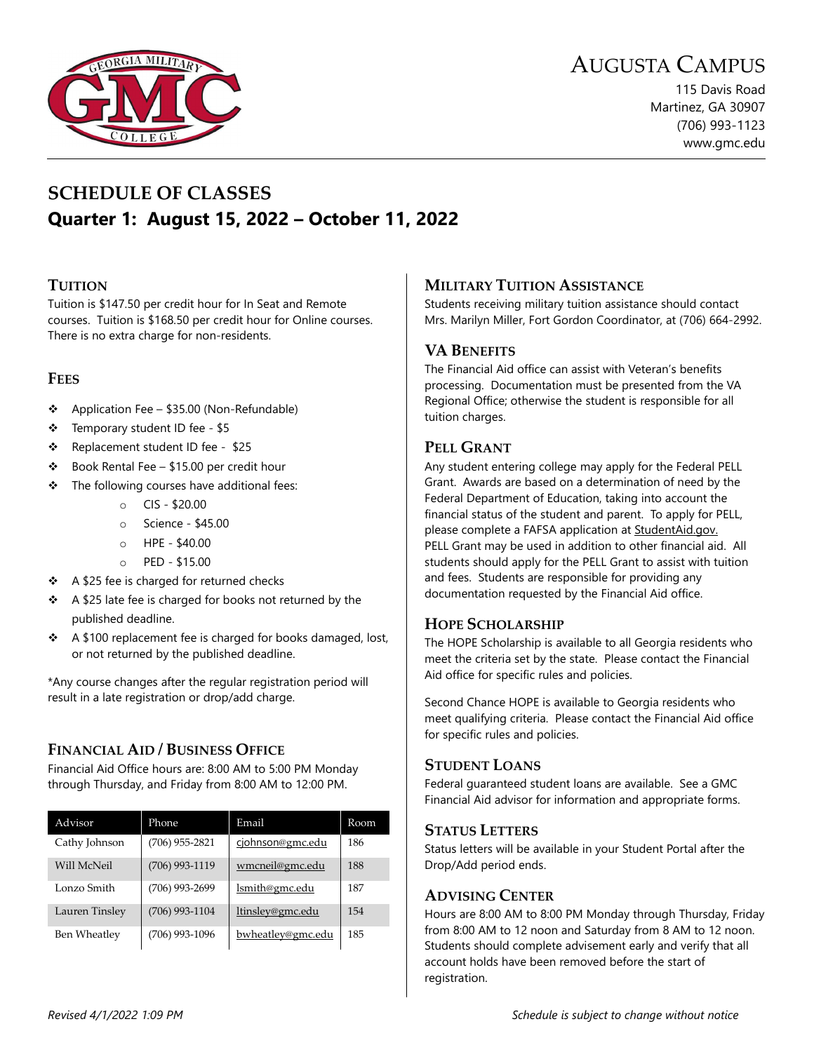# AUGUSTA CAMPUS

115 Davis Road
Martinez, GA 30907
(706) 993-1123
www.gmc.edu

## SCHEDULE OF CLASSES

## Quarter 1: August 15, 2022 – October 11, 2022

### TUITION

Tuition is $147.50 per credit hour for In Seat and Remote courses. Tuition is $168.50 per credit hour for Online courses. There is no extra charge for non-residents.

### FEES

- Application Fee – $35.00 (Non-Refundable)
- Temporary student ID fee - $5
- Replacement student ID fee - $25
- Book Rental Fee – $15.00 per credit hour
- The following courses have additional fees:
  - CIS - $20.00
  - Science - $45.00
  - HPE - $40.00
  - PED - $15.00
- A $25 fee is charged for returned checks
- A $25 late fee is charged for books not returned by the published deadline.
- A $100 replacement fee is charged for books damaged, lost, or not returned by the published deadline.

*Any course changes after the regular registration period will result in a late registration or drop/add charge.

### FINANCIAL AID / BUSINESS OFFICE

Financial Aid Office hours are: 8:00 AM to 5:00 PM Monday through Thursday, and Friday from 8:00 AM to 12:00 PM.

| Advisor | Phone | Email | Room |
|---|---|---|---|
| Cathy Johnson | (706) 955-2821 | cjohnson@gmc.edu | 186 |
| Will McNeil | (706) 993-1119 | wmcneil@gmc.edu | 188 |
| Lonzo Smith | (706) 993-2699 | lsmith@gmc.edu | 187 |
| Lauren Tinsley | (706) 993-1104 | ltinsley@gmc.edu | 154 |
| Ben Wheatley | (706) 993-1096 | bwheatley@gmc.edu | 185 |

### MILITARY TUITION ASSISTANCE

Students receiving military tuition assistance should contact Mrs. Marilyn Miller, Fort Gordon Coordinator, at (706) 664-2992.

### VA BENEFITS

The Financial Aid office can assist with Veteran's benefits processing. Documentation must be presented from the VA Regional Office; otherwise the student is responsible for all tuition charges.

### PELL GRANT

Any student entering college may apply for the Federal PELL Grant. Awards are based on a determination of need by the Federal Department of Education, taking into account the financial status of the student and parent. To apply for PELL, please complete a FAFSA application at StudentAid.gov. PELL Grant may be used in addition to other financial aid. All students should apply for the PELL Grant to assist with tuition and fees. Students are responsible for providing any documentation requested by the Financial Aid office.

### HOPE SCHOLARSHIP

The HOPE Scholarship is available to all Georgia residents who meet the criteria set by the state. Please contact the Financial Aid office for specific rules and policies.

Second Chance HOPE is available to Georgia residents who meet qualifying criteria. Please contact the Financial Aid office for specific rules and policies.

### STUDENT LOANS

Federal guaranteed student loans are available. See a GMC Financial Aid advisor for information and appropriate forms.

### STATUS LETTERS

Status letters will be available in your Student Portal after the Drop/Add period ends.

### ADVISING CENTER

Hours are 8:00 AM to 8:00 PM Monday through Thursday, Friday from 8:00 AM to 12 noon and Saturday from 8 AM to 12 noon. Students should complete advisement early and verify that all account holds have been removed before the start of registration.

*Revised 4/1/2022 1:09 PM*

*Schedule is subject to change without notice*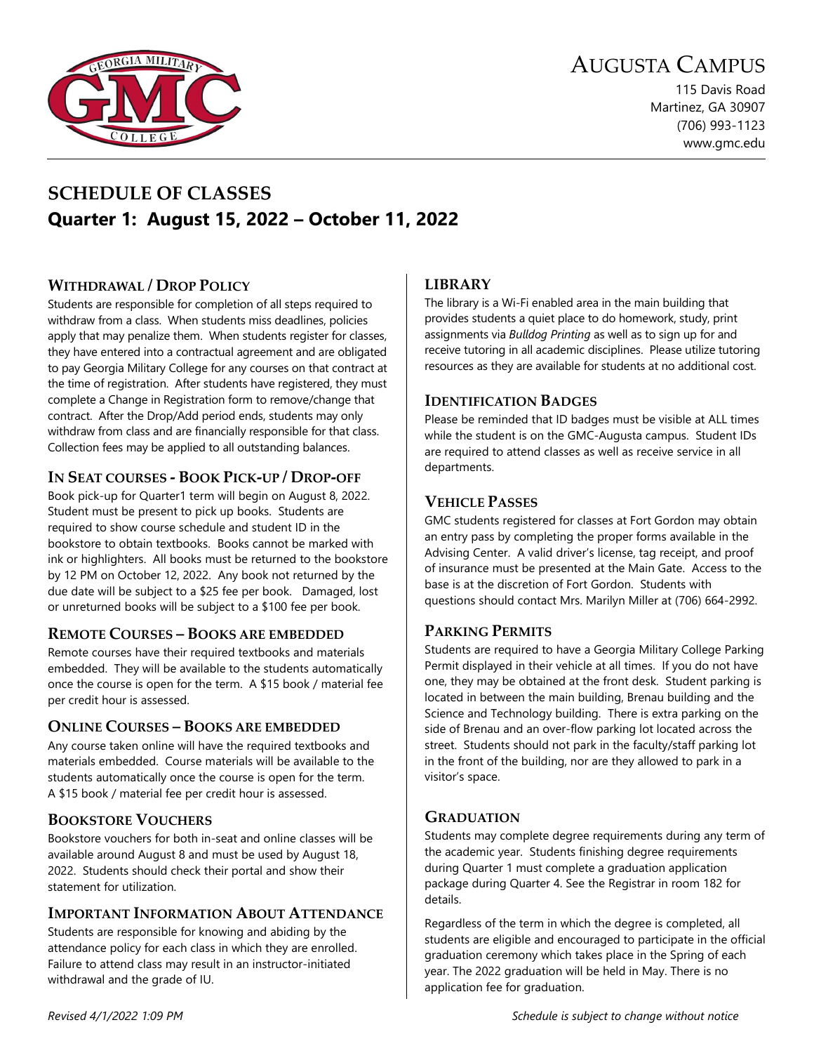# AUGUSTA CAMPUS

115 Davis Road
Martinez, GA 30907
(706) 993-1123
www.gmc.edu

## SCHEDULE OF CLASSES

## Quarter 1: August 15, 2022 – October 11, 2022

### WITHDRAWAL / DROP POLICY

Students are responsible for completion of all steps required to withdraw from a class. When students miss deadlines, policies apply that may penalize them. When students register for classes, they have entered into a contractual agreement and are obligated to pay Georgia Military College for any courses on that contract at the time of registration. After students have registered, they must complete a Change in Registration form to remove/change that contract. After the Drop/Add period ends, students may only withdraw from class and are financially responsible for that class. Collection fees may be applied to all outstanding balances.

### IN SEAT COURSES - BOOK PICK-UP / DROP-OFF

Book pick-up for Quarter1 term will begin on August 8, 2022. Student must be present to pick up books. Students are required to show course schedule and student ID in the bookstore to obtain textbooks. Books cannot be marked with ink or highlighters. All books must be returned to the bookstore by 12 PM on October 12, 2022. Any book not returned by the due date will be subject to a $25 fee per book. Damaged, lost or unreturned books will be subject to a $100 fee per book.

### REMOTE COURSES – BOOKS ARE EMBEDDED

Remote courses have their required textbooks and materials embedded. They will be available to the students automatically once the course is open for the term. A $15 book / material fee per credit hour is assessed.

### ONLINE COURSES – BOOKS ARE EMBEDDED

Any course taken online will have the required textbooks and materials embedded. Course materials will be available to the students automatically once the course is open for the term. A $15 book / material fee per credit hour is assessed.

### BOOKSTORE VOUCHERS

Bookstore vouchers for both in-seat and online classes will be available around August 8 and must be used by August 18, 2022. Students should check their portal and show their statement for utilization.

### IMPORTANT INFORMATION ABOUT ATTENDANCE

Students are responsible for knowing and abiding by the attendance policy for each class in which they are enrolled. Failure to attend class may result in an instructor-initiated withdrawal and the grade of IU.

### LIBRARY

The library is a Wi-Fi enabled area in the main building that provides students a quiet place to do homework, study, print assignments via *Bulldog Printing* as well as to sign up for and receive tutoring in all academic disciplines. Please utilize tutoring resources as they are available for students at no additional cost.

### IDENTIFICATION BADGES

Please be reminded that ID badges must be visible at ALL times while the student is on the GMC-Augusta campus. Student IDs are required to attend classes as well as receive service in all departments.

### VEHICLE PASSES

GMC students registered for classes at Fort Gordon may obtain an entry pass by completing the proper forms available in the Advising Center. A valid driver's license, tag receipt, and proof of insurance must be presented at the Main Gate. Access to the base is at the discretion of Fort Gordon. Students with questions should contact Mrs. Marilyn Miller at (706) 664-2992.

### PARKING PERMITS

Students are required to have a Georgia Military College Parking Permit displayed in their vehicle at all times. If you do not have one, they may be obtained at the front desk. Student parking is located in between the main building, Brenau building and the Science and Technology building. There is extra parking on the side of Brenau and an over-flow parking lot located across the street. Students should not park in the faculty/staff parking lot in the front of the building, nor are they allowed to park in a visitor's space.

### GRADUATION

Students may complete degree requirements during any term of the academic year. Students finishing degree requirements during Quarter 1 must complete a graduation application package during Quarter 4. See the Registrar in room 182 for details.

Regardless of the term in which the degree is completed, all students are eligible and encouraged to participate in the official graduation ceremony which takes place in the Spring of each year. The 2022 graduation will be held in May. There is no application fee for graduation.

*Revised 4/1/2022 1:09 PM* *Schedule is subject to change without notice*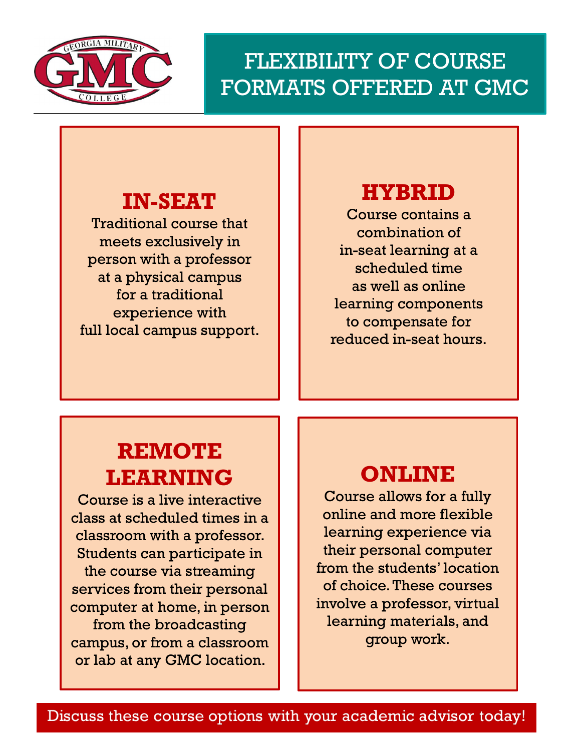# FLEXIBILITY OF COURSE FORMATS OFFERED AT GMC

## IN-SEAT

Traditional course that meets exclusively in person with a professor at a physical campus for a traditional experience with full local campus support.

## HYBRID

Course contains a combination of in-seat learning at a scheduled time as well as online learning components to compensate for reduced in-seat hours.

## REMOTE LEARNING

Course is a live interactive class at scheduled times in a classroom with a professor. Students can participate in the course via streaming services from their personal computer at home, in person from the broadcasting campus, or from a classroom or lab at any GMC location.

## ONLINE

Course allows for a fully online and more flexible learning experience via their personal computer from the students' location of choice. These courses involve a professor, virtual learning materials, and group work.

Discuss these course options with your academic advisor today!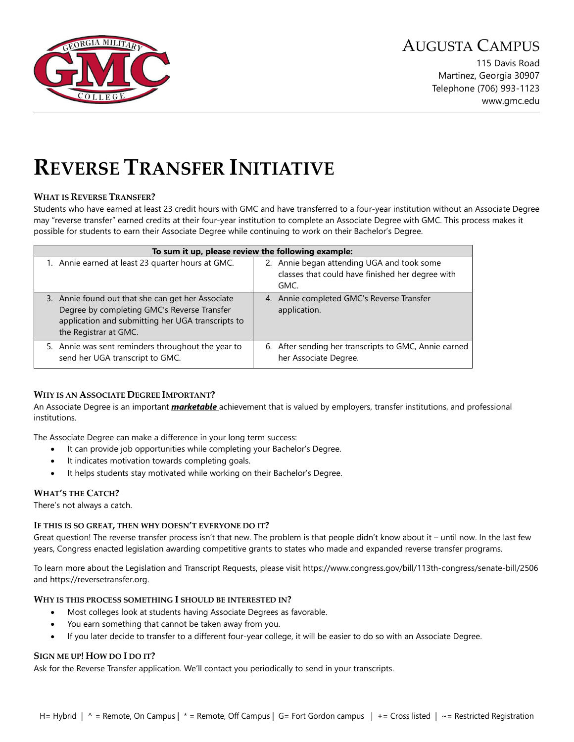Augusta Campus

115 Davis Road
Martinez, Georgia 30907
Telephone (706) 993-1123
www.gmc.edu

# Reverse Transfer Initiative

### What is Reverse Transfer?

Students who have earned at least 23 credit hours with GMC and have transferred to a four-year institution without an Associate Degree may "reverse transfer" earned credits at their four-year institution to complete an Associate Degree with GMC. This process makes it possible for students to earn their Associate Degree while continuing to work on their Bachelor's Degree.

| To sum it up, please review the following example: | |
|---|---|
| 1. Annie earned at least 23 quarter hours at GMC. | 2. Annie began attending UGA and took some classes that could have finished her degree with GMC. |
| 3. Annie found out that she can get her Associate Degree by completing GMC's Reverse Transfer application and submitting her UGA transcripts to the Registrar at GMC. | 4. Annie completed GMC's Reverse Transfer application. |
| 5. Annie was sent reminders throughout the year to send her UGA transcript to GMC. | 6. After sending her transcripts to GMC, Annie earned her Associate Degree. |

### Why is an Associate Degree Important?

An Associate Degree is an important ***marketable*** achievement that is valued by employers, transfer institutions, and professional institutions.

The Associate Degree can make a difference in your long term success:

- It can provide job opportunities while completing your Bachelor's Degree.
- It indicates motivation towards completing goals.
- It helps students stay motivated while working on their Bachelor's Degree.

### What's the Catch?

There's not always a catch.

### If this is so great, then why doesn't everyone do it?

Great question! The reverse transfer process isn't that new. The problem is that people didn't know about it – until now. In the last few years, Congress enacted legislation awarding competitive grants to states who made and expanded reverse transfer programs.

To learn more about the Legislation and Transcript Requests, please visit https://www.congress.gov/bill/113th-congress/senate-bill/2506 and https://reversetransfer.org.

### Why is this process something I should be interested in?

- Most colleges look at students having Associate Degrees as favorable.
- You earn something that cannot be taken away from you.
- If you later decide to transfer to a different four-year college, it will be easier to do so with an Associate Degree.

### Sign me up! How do I do it?

Ask for the Reverse Transfer application. We'll contact you periodically to send in your transcripts.

H= Hybrid | ^ = Remote, On Campus | * = Remote, Off Campus | G= Fort Gordon campus | += Cross listed | ~= Restricted Registration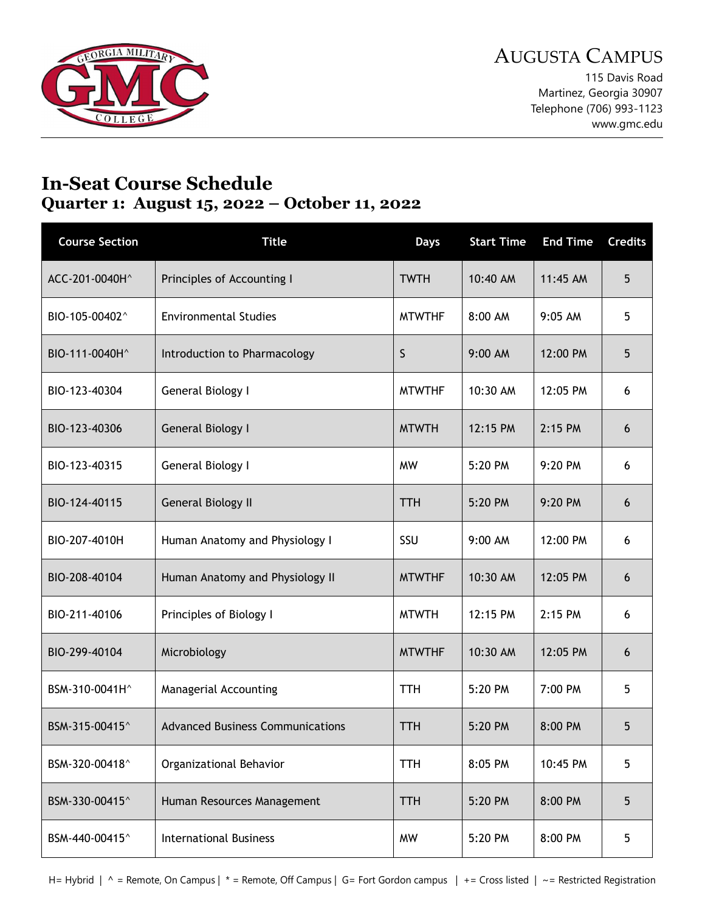Augusta Campus

115 Davis Road
Martinez, Georgia 30907
Telephone (706) 993-1123
www.gmc.edu

# In-Seat Course Schedule
## Quarter 1: August 15, 2022 – October 11, 2022

| Course Section | Title | Days | Start Time | End Time | Credits |
|---|---|---|---|---|---|
| ACC-201-0040H^ | Principles of Accounting I | TWTH | 10:40 AM | 11:45 AM | 5 |
| BIO-105-00402^ | Environmental Studies | MTWTHF | 8:00 AM | 9:05 AM | 5 |
| BIO-111-0040H^ | Introduction to Pharmacology | S | 9:00 AM | 12:00 PM | 5 |
| BIO-123-40304 | General Biology I | MTWTHF | 10:30 AM | 12:05 PM | 6 |
| BIO-123-40306 | General Biology I | MTWTH | 12:15 PM | 2:15 PM | 6 |
| BIO-123-40315 | General Biology I | MW | 5:20 PM | 9:20 PM | 6 |
| BIO-124-40115 | General Biology II | TTH | 5:20 PM | 9:20 PM | 6 |
| BIO-207-4010H | Human Anatomy and Physiology I | SSU | 9:00 AM | 12:00 PM | 6 |
| BIO-208-40104 | Human Anatomy and Physiology II | MTWTHF | 10:30 AM | 12:05 PM | 6 |
| BIO-211-40106 | Principles of Biology I | MTWTH | 12:15 PM | 2:15 PM | 6 |
| BIO-299-40104 | Microbiology | MTWTHF | 10:30 AM | 12:05 PM | 6 |
| BSM-310-0041H^ | Managerial Accounting | TTH | 5:20 PM | 7:00 PM | 5 |
| BSM-315-00415^ | Advanced Business Communications | TTH | 5:20 PM | 8:00 PM | 5 |
| BSM-320-00418^ | Organizational Behavior | TTH | 8:05 PM | 10:45 PM | 5 |
| BSM-330-00415^ | Human Resources Management | TTH | 5:20 PM | 8:00 PM | 5 |
| BSM-440-00415^ | International Business | MW | 5:20 PM | 8:00 PM | 5 |

H= Hybrid | ^ = Remote, On Campus | * = Remote, Off Campus | G= Fort Gordon campus | += Cross listed | ~= Restricted Registration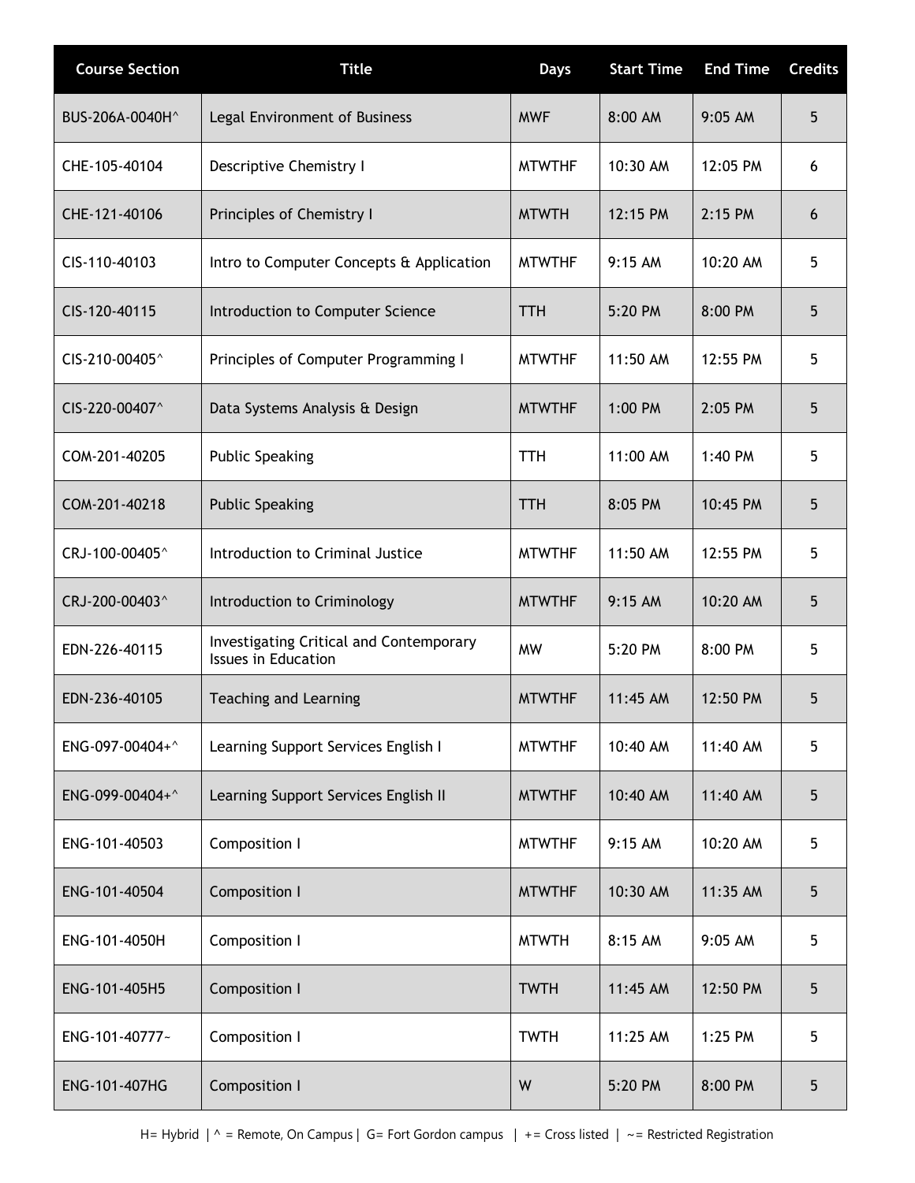| Course Section | Title | Days | Start Time | End Time | Credits |
|---|---|---|---|---|---|
| BUS-206A-0040H^ | Legal Environment of Business | MWF | 8:00 AM | 9:05 AM | 5 |
| CHE-105-40104 | Descriptive Chemistry I | MTWTHF | 10:30 AM | 12:05 PM | 6 |
| CHE-121-40106 | Principles of Chemistry I | MTWTH | 12:15 PM | 2:15 PM | 6 |
| CIS-110-40103 | Intro to Computer Concepts & Application | MTWTHF | 9:15 AM | 10:20 AM | 5 |
| CIS-120-40115 | Introduction to Computer Science | TTH | 5:20 PM | 8:00 PM | 5 |
| CIS-210-00405^ | Principles of Computer Programming I | MTWTHF | 11:50 AM | 12:55 PM | 5 |
| CIS-220-00407^ | Data Systems Analysis & Design | MTWTHF | 1:00 PM | 2:05 PM | 5 |
| COM-201-40205 | Public Speaking | TTH | 11:00 AM | 1:40 PM | 5 |
| COM-201-40218 | Public Speaking | TTH | 8:05 PM | 10:45 PM | 5 |
| CRJ-100-00405^ | Introduction to Criminal Justice | MTWTHF | 11:50 AM | 12:55 PM | 5 |
| CRJ-200-00403^ | Introduction to Criminology | MTWTHF | 9:15 AM | 10:20 AM | 5 |
| EDN-226-40115 | Investigating Critical and Contemporary Issues in Education | MW | 5:20 PM | 8:00 PM | 5 |
| EDN-236-40105 | Teaching and Learning | MTWTHF | 11:45 AM | 12:50 PM | 5 |
| ENG-097-00404+^ | Learning Support Services English I | MTWTHF | 10:40 AM | 11:40 AM | 5 |
| ENG-099-00404+^ | Learning Support Services English II | MTWTHF | 10:40 AM | 11:40 AM | 5 |
| ENG-101-40503 | Composition I | MTWTHF | 9:15 AM | 10:20 AM | 5 |
| ENG-101-40504 | Composition I | MTWTHF | 10:30 AM | 11:35 AM | 5 |
| ENG-101-4050H | Composition I | MTWTH | 8:15 AM | 9:05 AM | 5 |
| ENG-101-405H5 | Composition I | TWTH | 11:45 AM | 12:50 PM | 5 |
| ENG-101-40777~ | Composition I | TWTH | 11:25 AM | 1:25 PM | 5 |
| ENG-101-407HG | Composition I | W | 5:20 PM | 8:00 PM | 5 |

H= Hybrid | ^ = Remote, On Campus | G= Fort Gordon campus | += Cross listed | ~= Restricted Registration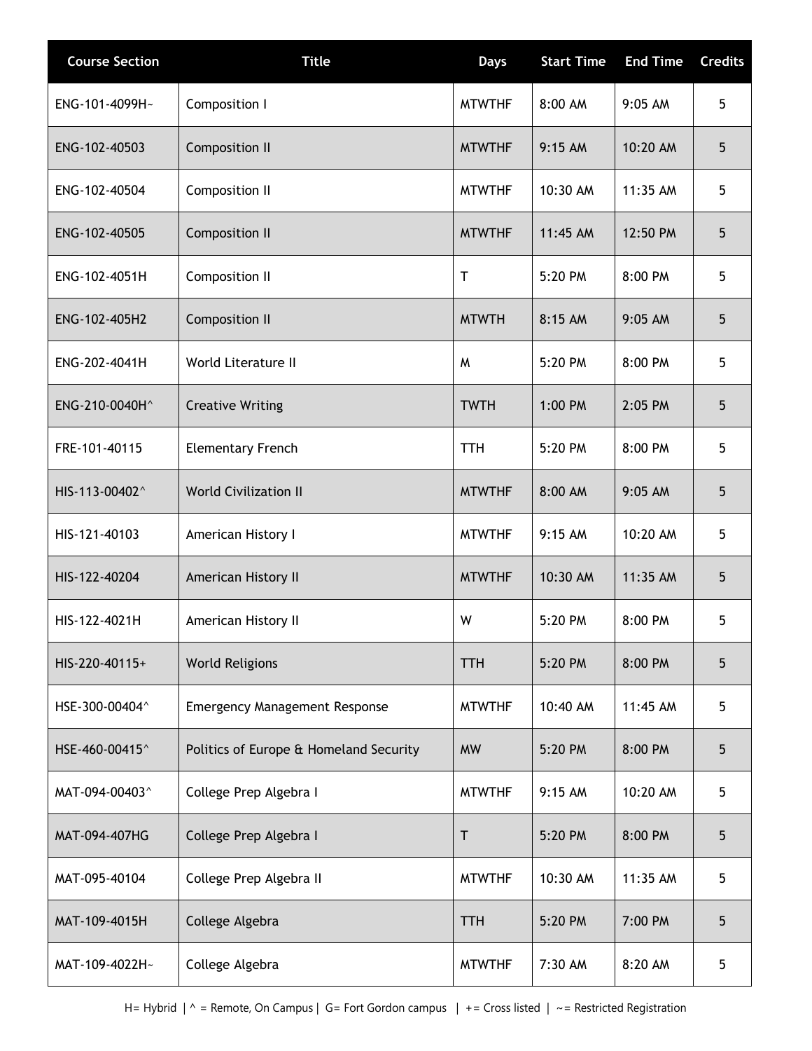| Course Section | Title | Days | Start Time | End Time | Credits |
|---|---|---|---|---|---|
| ENG-101-4099H~ | Composition I | MTWTHF | 8:00 AM | 9:05 AM | 5 |
| ENG-102-40503 | Composition II | MTWTHF | 9:15 AM | 10:20 AM | 5 |
| ENG-102-40504 | Composition II | MTWTHF | 10:30 AM | 11:35 AM | 5 |
| ENG-102-40505 | Composition II | MTWTHF | 11:45 AM | 12:50 PM | 5 |
| ENG-102-4051H | Composition II | T | 5:20 PM | 8:00 PM | 5 |
| ENG-102-405H2 | Composition II | MTWTH | 8:15 AM | 9:05 AM | 5 |
| ENG-202-4041H | World Literature II | M | 5:20 PM | 8:00 PM | 5 |
| ENG-210-0040H^ | Creative Writing | TWTH | 1:00 PM | 2:05 PM | 5 |
| FRE-101-40115 | Elementary French | TTH | 5:20 PM | 8:00 PM | 5 |
| HIS-113-00402^ | World Civilization II | MTWTHF | 8:00 AM | 9:05 AM | 5 |
| HIS-121-40103 | American History I | MTWTHF | 9:15 AM | 10:20 AM | 5 |
| HIS-122-40204 | American History II | MTWTHF | 10:30 AM | 11:35 AM | 5 |
| HIS-122-4021H | American History II | W | 5:20 PM | 8:00 PM | 5 |
| HIS-220-40115+ | World Religions | TTH | 5:20 PM | 8:00 PM | 5 |
| HSE-300-00404^ | Emergency Management Response | MTWTHF | 10:40 AM | 11:45 AM | 5 |
| HSE-460-00415^ | Politics of Europe & Homeland Security | MW | 5:20 PM | 8:00 PM | 5 |
| MAT-094-00403^ | College Prep Algebra I | MTWTHF | 9:15 AM | 10:20 AM | 5 |
| MAT-094-407HG | College Prep Algebra I | T | 5:20 PM | 8:00 PM | 5 |
| MAT-095-40104 | College Prep Algebra II | MTWTHF | 10:30 AM | 11:35 AM | 5 |
| MAT-109-4015H | College Algebra | TTH | 5:20 PM | 7:00 PM | 5 |
| MAT-109-4022H~ | College Algebra | MTWTHF | 7:30 AM | 8:20 AM | 5 |

H= Hybrid | ^ = Remote, On Campus | G= Fort Gordon campus | += Cross listed | ~= Restricted Registration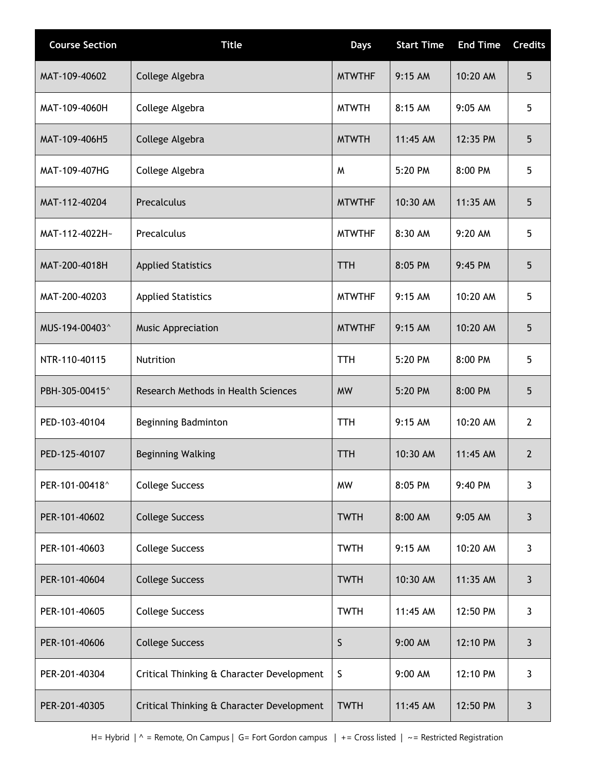| Course Section | Title | Days | Start Time | End Time | Credits |
| --- | --- | --- | --- | --- | --- |
| MAT-109-40602 | College Algebra | MTWTHF | 9:15 AM | 10:20 AM | 5 |
| MAT-109-4060H | College Algebra | MTWTH | 8:15 AM | 9:05 AM | 5 |
| MAT-109-406H5 | College Algebra | MTWTH | 11:45 AM | 12:35 PM | 5 |
| MAT-109-407HG | College Algebra | M | 5:20 PM | 8:00 PM | 5 |
| MAT-112-40204 | Precalculus | MTWTHF | 10:30 AM | 11:35 AM | 5 |
| MAT-112-4022H~ | Precalculus | MTWTHF | 8:30 AM | 9:20 AM | 5 |
| MAT-200-4018H | Applied Statistics | TTH | 8:05 PM | 9:45 PM | 5 |
| MAT-200-40203 | Applied Statistics | MTWTHF | 9:15 AM | 10:20 AM | 5 |
| MUS-194-00403^ | Music Appreciation | MTWTHF | 9:15 AM | 10:20 AM | 5 |
| NTR-110-40115 | Nutrition | TTH | 5:20 PM | 8:00 PM | 5 |
| PBH-305-00415^ | Research Methods in Health Sciences | MW | 5:20 PM | 8:00 PM | 5 |
| PED-103-40104 | Beginning Badminton | TTH | 9:15 AM | 10:20 AM | 2 |
| PED-125-40107 | Beginning Walking | TTH | 10:30 AM | 11:45 AM | 2 |
| PER-101-00418^ | College Success | MW | 8:05 PM | 9:40 PM | 3 |
| PER-101-40602 | College Success | TWTH | 8:00 AM | 9:05 AM | 3 |
| PER-101-40603 | College Success | TWTH | 9:15 AM | 10:20 AM | 3 |
| PER-101-40604 | College Success | TWTH | 10:30 AM | 11:35 AM | 3 |
| PER-101-40605 | College Success | TWTH | 11:45 AM | 12:50 PM | 3 |
| PER-101-40606 | College Success | S | 9:00 AM | 12:10 PM | 3 |
| PER-201-40304 | Critical Thinking & Character Development | S | 9:00 AM | 12:10 PM | 3 |
| PER-201-40305 | Critical Thinking & Character Development | TWTH | 11:45 AM | 12:50 PM | 3 |

H= Hybrid | ^ = Remote, On Campus | G= Fort Gordon campus | += Cross listed | ~= Restricted Registration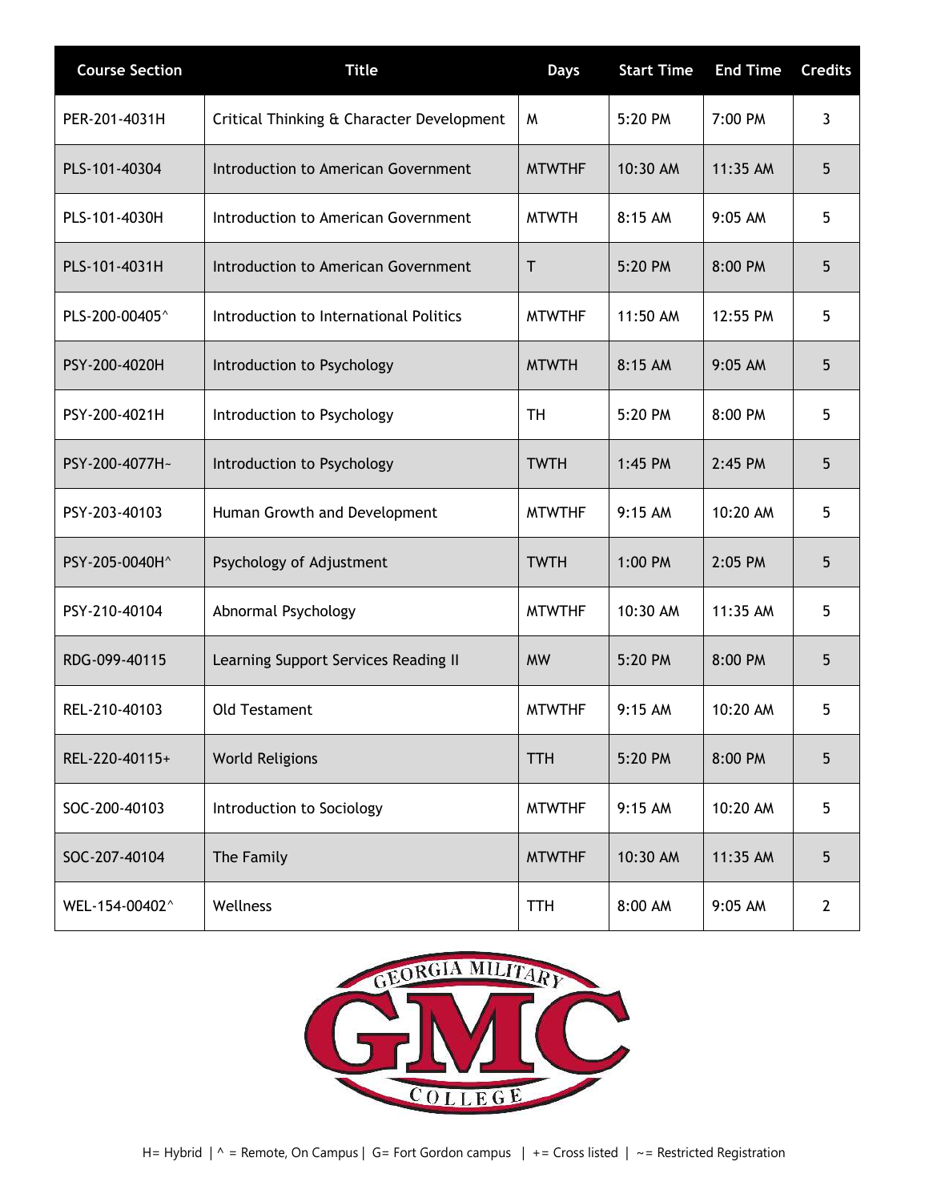| Course Section | Title | Days | Start Time | End Time | Credits |
|---|---|---|---|---|---|
| PER-201-4031H | Critical Thinking & Character Development | M | 5:20 PM | 7:00 PM | 3 |
| PLS-101-40304 | Introduction to American Government | MTWTHF | 10:30 AM | 11:35 AM | 5 |
| PLS-101-4030H | Introduction to American Government | MTWTH | 8:15 AM | 9:05 AM | 5 |
| PLS-101-4031H | Introduction to American Government | T | 5:20 PM | 8:00 PM | 5 |
| PLS-200-00405^ | Introduction to International Politics | MTWTHF | 11:50 AM | 12:55 PM | 5 |
| PSY-200-4020H | Introduction to Psychology | MTWTH | 8:15 AM | 9:05 AM | 5 |
| PSY-200-4021H | Introduction to Psychology | TH | 5:20 PM | 8:00 PM | 5 |
| PSY-200-4077H~ | Introduction to Psychology | TWTH | 1:45 PM | 2:45 PM | 5 |
| PSY-203-40103 | Human Growth and Development | MTWTHF | 9:15 AM | 10:20 AM | 5 |
| PSY-205-0040H^ | Psychology of Adjustment | TWTH | 1:00 PM | 2:05 PM | 5 |
| PSY-210-40104 | Abnormal Psychology | MTWTHF | 10:30 AM | 11:35 AM | 5 |
| RDG-099-40115 | Learning Support Services Reading II | MW | 5:20 PM | 8:00 PM | 5 |
| REL-210-40103 | Old Testament | MTWTHF | 9:15 AM | 10:20 AM | 5 |
| REL-220-40115+ | World Religions | TTH | 5:20 PM | 8:00 PM | 5 |
| SOC-200-40103 | Introduction to Sociology | MTWTHF | 9:15 AM | 10:20 AM | 5 |
| SOC-207-40104 | The Family | MTWTHF | 10:30 AM | 11:35 AM | 5 |
| WEL-154-00402^ | Wellness | TTH | 8:00 AM | 9:05 AM | 2 |

GEORGIA MILITARY GMC COLLEGE

H= Hybrid | ^ = Remote, On Campus | G= Fort Gordon campus | += Cross listed | ~= Restricted Registration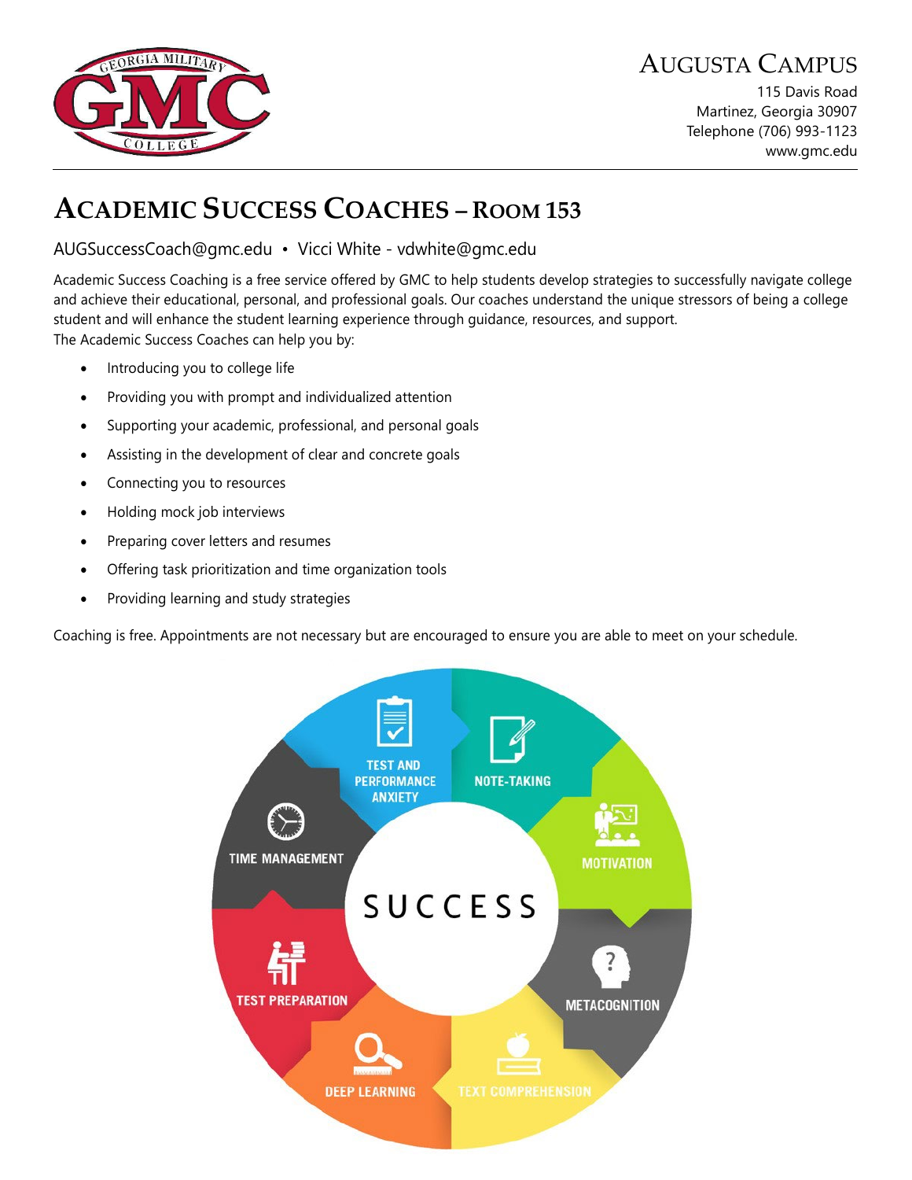# Augusta Campus

115 Davis Road
Martinez, Georgia 30907
Telephone (706) 993-1123
www.gmc.edu

## Academic Success Coaches – Room 153

AUGSuccessCoach@gmc.edu • Vicci White - vdwhite@gmc.edu

Academic Success Coaching is a free service offered by GMC to help students develop strategies to successfully navigate college and achieve their educational, personal, and professional goals. Our coaches understand the unique stressors of being a college student and will enhance the student learning experience through guidance, resources, and support.
The Academic Success Coaches can help you by:

- Introducing you to college life
- Providing you with prompt and individualized attention
- Supporting your academic, professional, and personal goals
- Assisting in the development of clear and concrete goals
- Connecting you to resources
- Holding mock job interviews
- Preparing cover letters and resumes
- Offering task prioritization and time organization tools
- Providing learning and study strategies

Coaching is free. Appointments are not necessary but are encouraged to ensure you are able to meet on your schedule.

SUCCESS

- Test and Performance Anxiety
- Note-Taking
- Motivation
- Metacognition
- Text Comprehension
- Deep Learning
- Test Preparation
- Time Management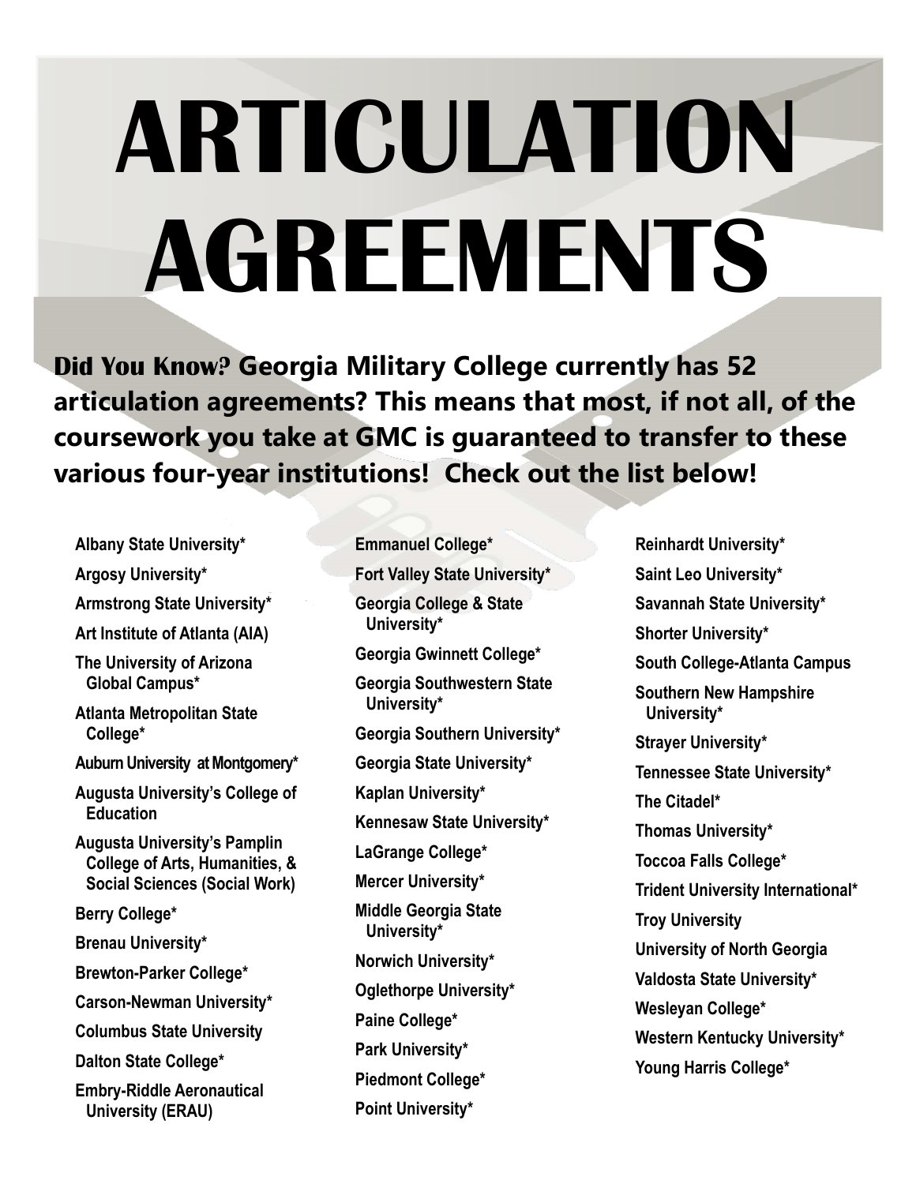# ARTICULATION AGREEMENTS

**Did You Know? Georgia Military College currently has 52 articulation agreements? This means that most, if not all, of the coursework you take at GMC is guaranteed to transfer to these various four-year institutions! Check out the list below!**

- **Albany State University***
- **Argosy University***
- **Armstrong State University***
- **Art Institute of Atlanta (AIA)**
- **The University of Arizona Global Campus***
- **Atlanta Metropolitan State College***
- **Auburn University at Montgomery***
- **Augusta University's College of Education**
- **Augusta University's Pamplin College of Arts, Humanities, & Social Sciences (Social Work)**
- **Berry College***
- **Brenau University***
- **Brewton-Parker College***
- **Carson-Newman University***
- **Columbus State University**
- **Dalton State College***
- **Embry-Riddle Aeronautical University (ERAU)**
- **Emmanuel College***
- **Fort Valley State University***
- **Georgia College & State University***
- **Georgia Gwinnett College***
- **Georgia Southwestern State University***
- **Georgia Southern University***
- **Georgia State University***
- **Kaplan University***
- **Kennesaw State University***
- **LaGrange College***
- **Mercer University***
- **Middle Georgia State University***
- **Norwich University***
- **Oglethorpe University***
- **Paine College***
- **Park University***
- **Piedmont College***
- **Point University***
- **Reinhardt University***
- **Saint Leo University***
- **Savannah State University***
- **Shorter University***
- **South College-Atlanta Campus**
- **Southern New Hampshire University***
- **Strayer University***
- **Tennessee State University***
- **The Citadel***
- **Thomas University***
- **Toccoa Falls College***
- **Trident University International***
- **Troy University**
- **University of North Georgia**
- **Valdosta State University***
- **Wesleyan College***
- **Western Kentucky University***
- **Young Harris College***